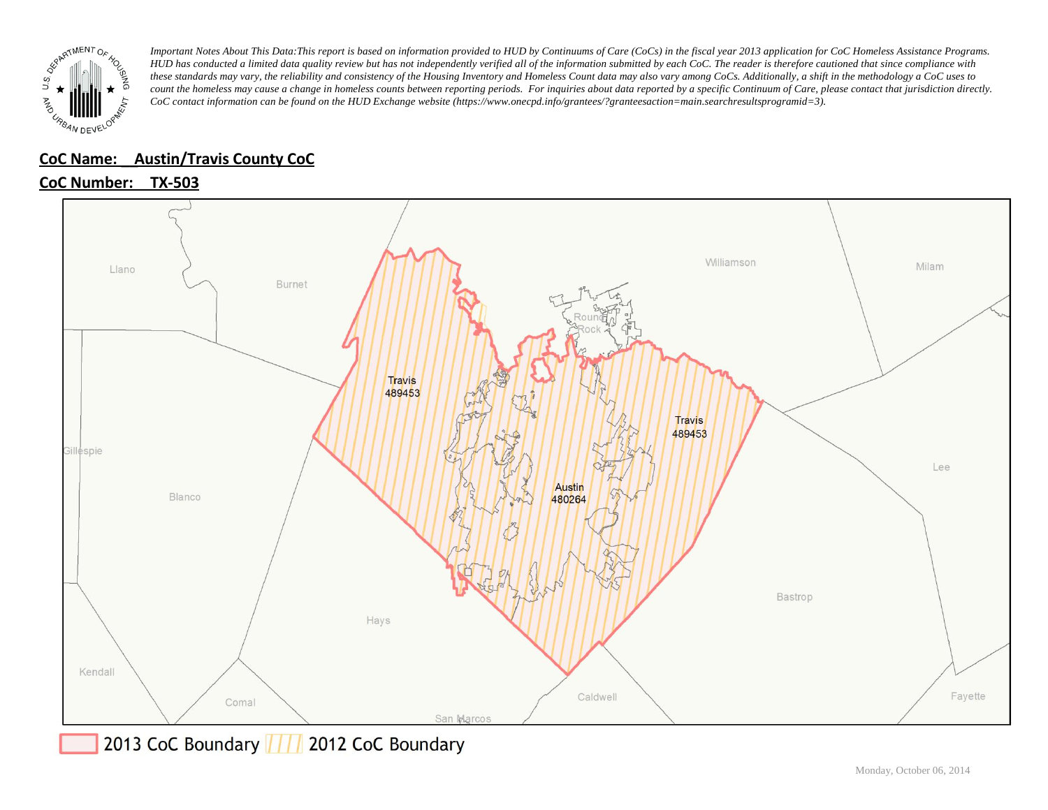*Important Notes About This Data:This report is based on information provided to HUD by Continuums of Care (CoCs) in the fiscal year 2013 application for CoC Homeless Assistance Programs. HUD has conducted a limited data quality review but has not independently verified all of the information submitted by each CoC. The reader is therefore cautioned that since compliance with these standards may vary, the reliability and consistency of the Housing Inventory and Homeless Count data may also vary among CoCs. Additionally, a shift in the methodology a CoC uses to count the homeless may cause a change in homeless counts between reporting periods. For inquiries about data reported by a specific Continuum of Care, please contact that jurisdiction directly. CoC contact information can be found on the HUD Exchange website (https://www.onecpd.info/grantees/?granteesaction=main.searchresultsprogramid=3).*

**CoC Name: Austin/Travis County CoC**

**CoC Number: TX-503**

Llano, Burnet, Williamson, Milam, Round Rock, Travis 489453, Travis 489453, Gillespie, Lee, Blanco, Austin 480264, Bastrop, Hays, Kendall, Comal, Caldwell, Fayette, San Marcos

2013 CoC Boundary | 2012 CoC Boundary

Monday, October 06, 2014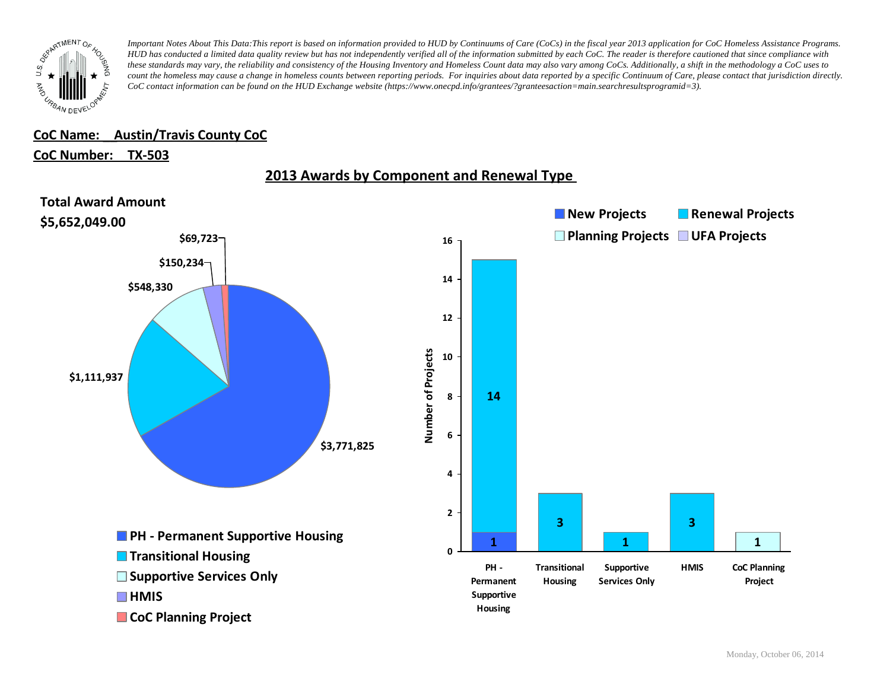*Important Notes About This Data:This report is based on information provided to HUD by Continuums of Care (CoCs) in the fiscal year 2013 application for CoC Homeless Assistance Programs. HUD has conducted a limited data quality review but has not independently verified all of the information submitted by each CoC. The reader is therefore cautioned that since compliance with these standards may vary, the reliability and consistency of the Housing Inventory and Homeless Count data may also vary among CoCs. Additionally, a shift in the methodology a CoC uses to count the homeless may cause a change in homeless counts between reporting periods. For inquiries about data reported by a specific Continuum of Care, please contact that jurisdiction directly. CoC contact information can be found on the HUD Exchange website (https://www.onecpd.info/grantees/?granteesaction=main.searchresultsprogramid=3).*

**CoC Name: Austin/Travis County CoC**

**CoC Number: TX-503**

## 2013 Awards by Component and Renewal Type

**Total Award Amount**
**$5,652,049.00**

| Component | Award Amount |
|---|---|
| PH - Permanent Supportive Housing | $3,771,825 |
| Transitional Housing | $1,111,937 |
| Supportive Services Only | $548,330 |
| HMIS | $150,234 |
| CoC Planning Project | $69,723 |

| Component | New Projects | Renewal Projects | Planning Projects | UFA Projects |
|---|---|---|---|---|
| PH - Permanent Supportive Housing | 1 | 14 | | |
| Transitional Housing | | 3 | | |
| Supportive Services Only | | 1 | | |
| HMIS | | 3 | | |
| CoC Planning Project | | | 1 | |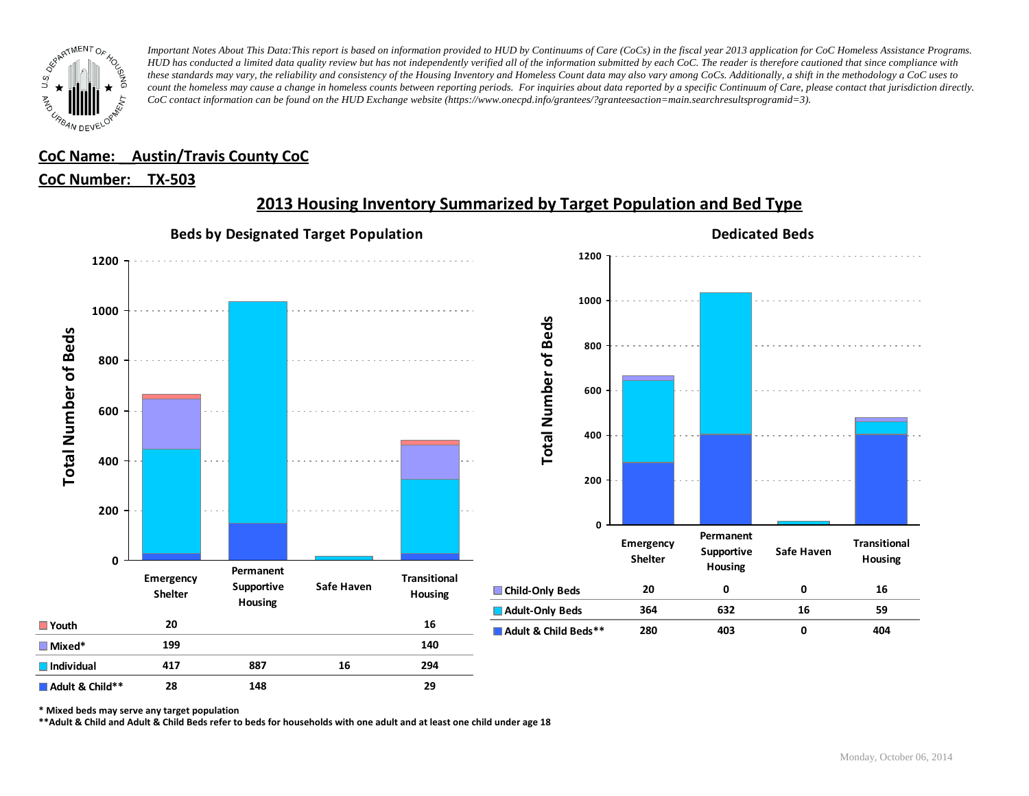*Important Notes About This Data:This report is based on information provided to HUD by Continuums of Care (CoCs) in the fiscal year 2013 application for CoC Homeless Assistance Programs. HUD has conducted a limited data quality review but has not independently verified all of the information submitted by each CoC. The reader is therefore cautioned that since compliance with these standards may vary, the reliability and consistency of the Housing Inventory and Homeless Count data may also vary among CoCs. Additionally, a shift in the methodology a CoC uses to count the homeless may cause a change in homeless counts between reporting periods. For inquiries about data reported by a specific Continuum of Care, please contact that jurisdiction directly. CoC contact information can be found on the HUD Exchange website (https://www.onecpd.info/grantees/?granteesaction=main.searchresultsprogramid=3).*

**CoC Name: Austin/Travis County CoC**

**CoC Number: TX-503**

## 2013 Housing Inventory Summarized by Target Population and Bed Type

### Beds by Designated Target Population

| | Emergency Shelter | Permanent Supportive Housing | Safe Haven | Transitional Housing |
|---|---|---|---|---|
| Youth | 20 | | | 16 |
| Mixed* | 199 | | | 140 |
| Individual | 417 | 887 | 16 | 294 |
| Adult & Child** | 28 | 148 | | 29 |

### Dedicated Beds

| | Emergency Shelter | Permanent Supportive Housing | Safe Haven | Transitional Housing |
|---|---|---|---|---|
| Child-Only Beds | 20 | 0 | 0 | 16 |
| Adult-Only Beds | 364 | 632 | 16 | 59 |
| Adult & Child Beds** | 280 | 403 | 0 | 404 |

\* Mixed beds may serve any target population

\*\*Adult & Child and Adult & Child Beds refer to beds for households with one adult and at least one child under age 18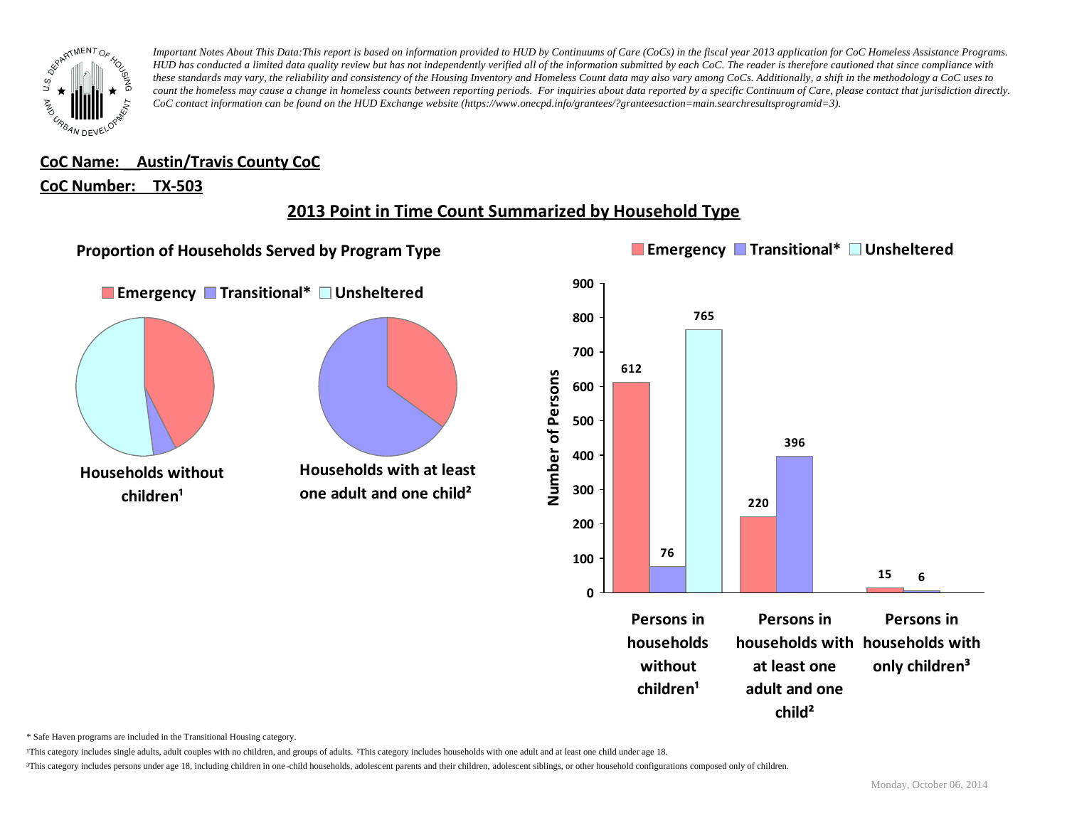*Important Notes About This Data:This report is based on information provided to HUD by Continuums of Care (CoCs) in the fiscal year 2013 application for CoC Homeless Assistance Programs. HUD has conducted a limited data quality review but has not independently verified all of the information submitted by each CoC. The reader is therefore cautioned that since compliance with these standards may vary, the reliability and consistency of the Housing Inventory and Homeless Count data may also vary among CoCs. Additionally, a shift in the methodology a CoC uses to count the homeless may cause a change in homeless counts between reporting periods. For inquiries about data reported by a specific Continuum of Care, please contact that jurisdiction directly. CoC contact information can be found on the HUD Exchange website (https://www.onecpd.info/grantees/?granteesaction=main.searchresultsprogramid=3).*

**CoC Name: Austin/Travis County CoC**

**CoC Number: TX-503**

## 2013 Point in Time Count Summarized by Household Type

### Proportion of Households Served by Program Type

Emergency | Transitional* | Unsheltered

Households without children[1]

Households with at least one adult and one child[2]

| Number of Persons | Emergency | Transitional* | Unsheltered |
|---|---|---|---|
| Persons in households without children[1] | 612 | 76 | 765 |
| Persons in households with at least one adult and one child[2] | 220 | 396 | |
| Persons in households with only children[3] | 15 | 6 | |

\* Safe Haven programs are included in the Transitional Housing category.

[1]This category includes single adults, adult couples with no children, and groups of adults. [2]This category includes households with one adult and at least one child under age 18.

[3]This category includes persons under age 18, including children in one-child households, adolescent parents and their children, adolescent siblings, or other household configurations composed only of children.

Monday, October 06, 2014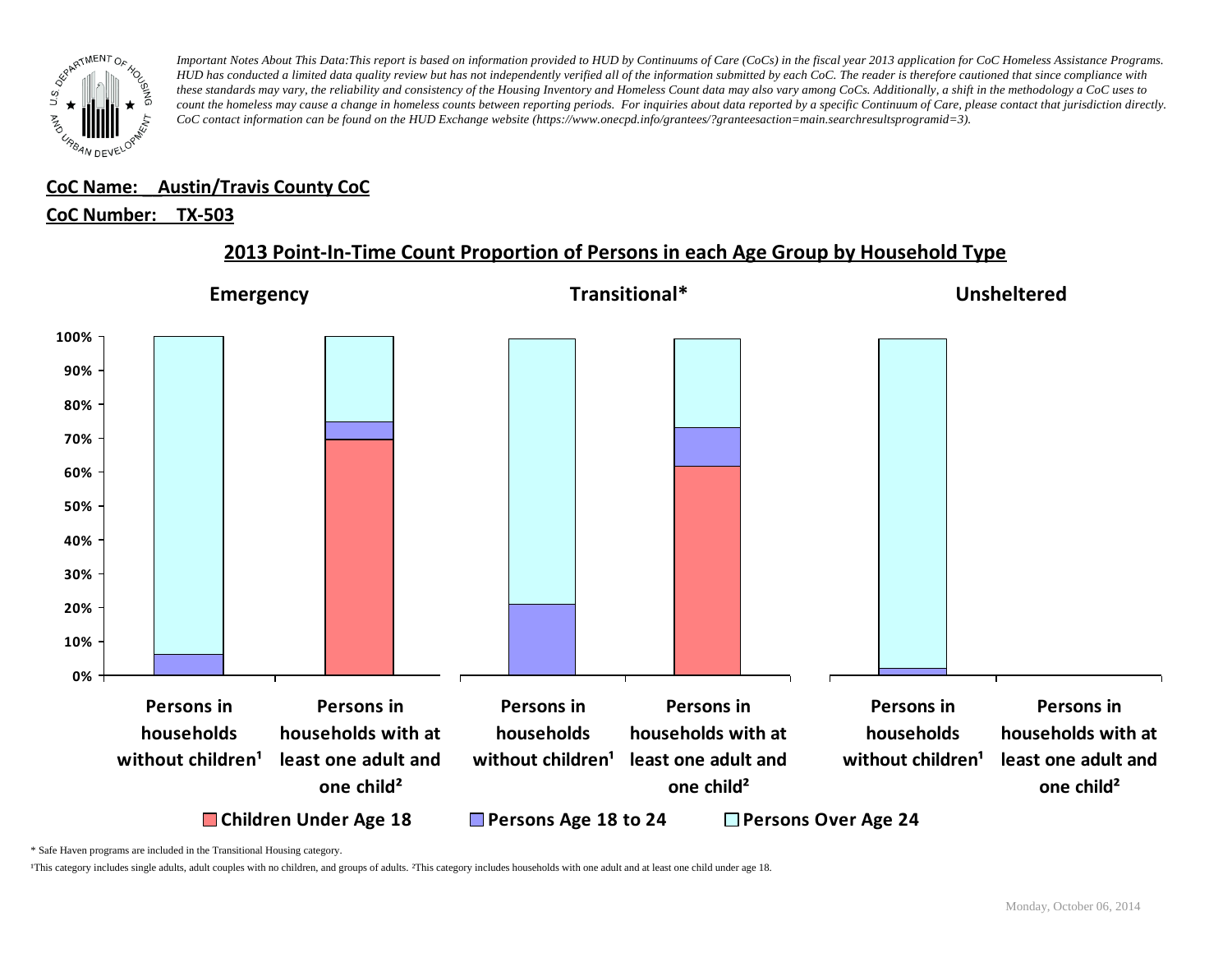*Important Notes About This Data:This report is based on information provided to HUD by Continuums of Care (CoCs) in the fiscal year 2013 application for CoC Homeless Assistance Programs. HUD has conducted a limited data quality review but has not independently verified all of the information submitted by each CoC. The reader is therefore cautioned that since compliance with these standards may vary, the reliability and consistency of the Housing Inventory and Homeless Count data may also vary among CoCs. Additionally, a shift in the methodology a CoC uses to count the homeless may cause a change in homeless counts between reporting periods. For inquiries about data reported by a specific Continuum of Care, please contact that jurisdiction directly. CoC contact information can be found on the HUD Exchange website (https://www.onecpd.info/grantees/?granteesaction=main.searchresultsprogramid=3).*

**CoC Name: Austin/Travis County CoC**

**CoC Number: TX-503**

## 2013 Point-In-Time Count Proportion of Persons in each Age Group by Household Type

**Emergency** | **Transitional*** | **Unsheltered**

Persons in households without children¹ | Persons in households with at least one adult and one child²

Children Under Age 18 | Persons Age 18 to 24 | Persons Over Age 24

\* Safe Haven programs are included in the Transitional Housing category.

¹This category includes single adults, adult couples with no children, and groups of adults. ²This category includes households with one adult and at least one child under age 18.

Monday, October 06, 2014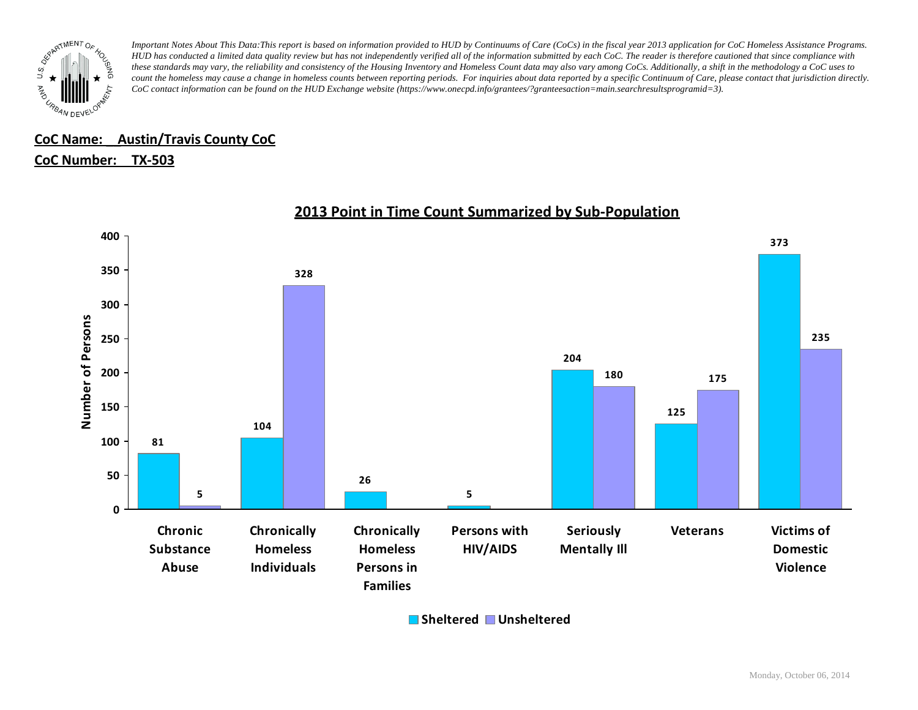*Important Notes About This Data:This report is based on information provided to HUD by Continuums of Care (CoCs) in the fiscal year 2013 application for CoC Homeless Assistance Programs. HUD has conducted a limited data quality review but has not independently verified all of the information submitted by each CoC. The reader is therefore cautioned that since compliance with these standards may vary, the reliability and consistency of the Housing Inventory and Homeless Count data may also vary among CoCs. Additionally, a shift in the methodology a CoC uses to count the homeless may cause a change in homeless counts between reporting periods. For inquiries about data reported by a specific Continuum of Care, please contact that jurisdiction directly. CoC contact information can be found on the HUD Exchange website (https://www.onecpd.info/grantees/?granteesaction=main.searchresultsprogramid=3).*

**CoC Name: Austin/Travis County CoC**

**CoC Number: TX-503**

## 2013 Point in Time Count Summarized by Sub-Population

Number of Persons

0
50
100
150
200
250
300
350
400

Chronic Substance Abuse: 81, 5
Chronically Homeless Individuals: 104, 328
Chronically Homeless Persons in Families: 26
Persons with HIV/AIDS: 5
Seriously Mentally Ill: 204, 180
Veterans: 125, 175
Victims of Domestic Violence: 373, 235

Sheltered
Unsheltered

Monday, October 06, 2014